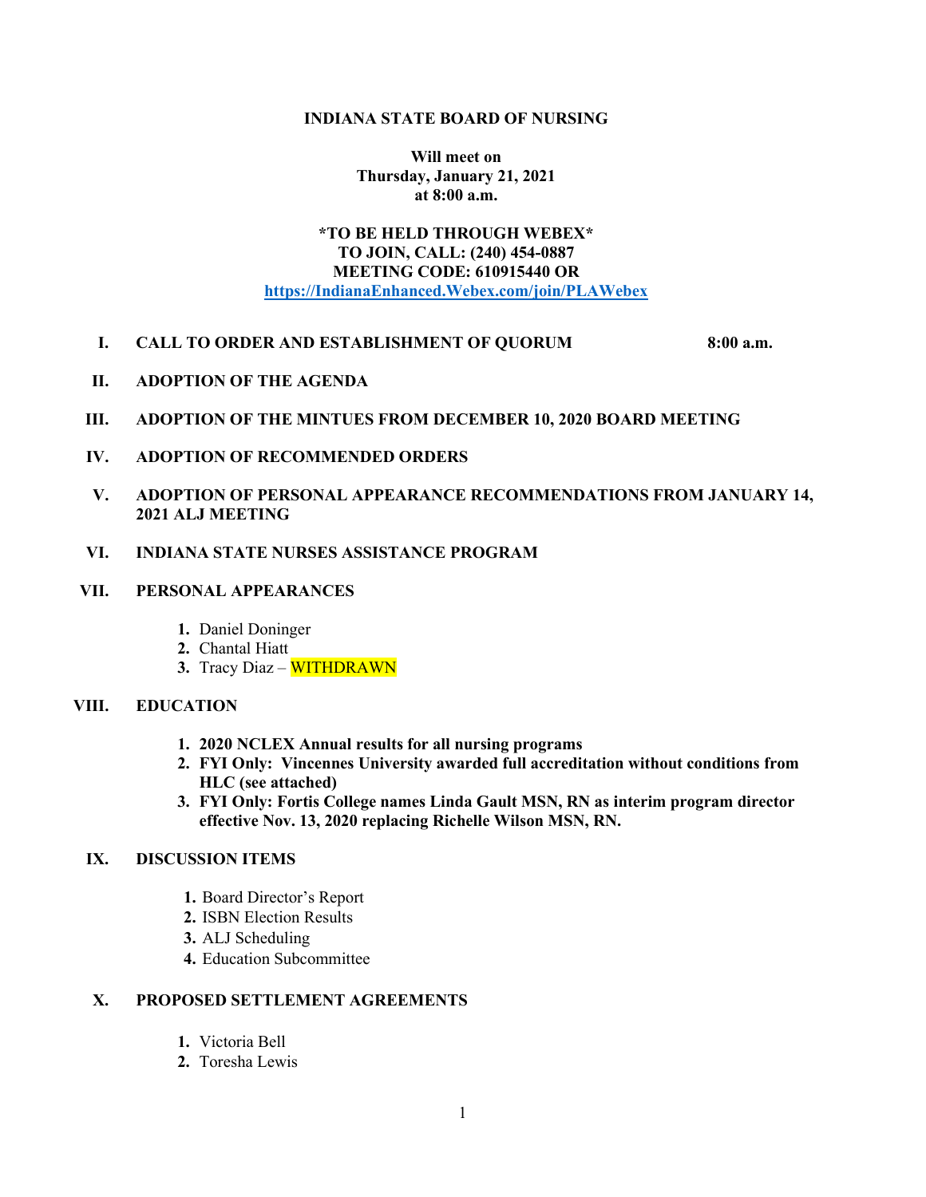**INDIANA STATE BOARD OF NURSING**

**Will meet on**
**Thursday, January 21, 2021**
**at 8:00 a.m.**

***TO BE HELD THROUGH WEBEX***
**TO JOIN, CALL: (240) 454-0887**
**MEETING CODE: 610915440 OR**
**https://IndianaEnhanced.Webex.com/join/PLAWebex**

**I. CALL TO ORDER AND ESTABLISHMENT OF QUORUM** — **8:00 a.m.**

**II. ADOPTION OF THE AGENDA**

**III. ADOPTION OF THE MINTUES FROM DECEMBER 10, 2020 BOARD MEETING**

**IV. ADOPTION OF RECOMMENDED ORDERS**

**V. ADOPTION OF PERSONAL APPEARANCE RECOMMENDATIONS FROM JANUARY 14, 2021 ALJ MEETING**

**VI. INDIANA STATE NURSES ASSISTANCE PROGRAM**

**VII. PERSONAL APPEARANCES**

1. Daniel Doninger
2. Chantal Hiatt
3. Tracy Diaz – WITHDRAWN

**VIII. EDUCATION**

1. **2020 NCLEX Annual results for all nursing programs**
2. **FYI Only: Vincennes University awarded full accreditation without conditions from HLC (see attached)**
3. **FYI Only: Fortis College names Linda Gault MSN, RN as interim program director effective Nov. 13, 2020 replacing Richelle Wilson MSN, RN.**

**IX. DISCUSSION ITEMS**

1. Board Director's Report
2. ISBN Election Results
3. ALJ Scheduling
4. Education Subcommittee

**X. PROPOSED SETTLEMENT AGREEMENTS**

1. Victoria Bell
2. Toresha Lewis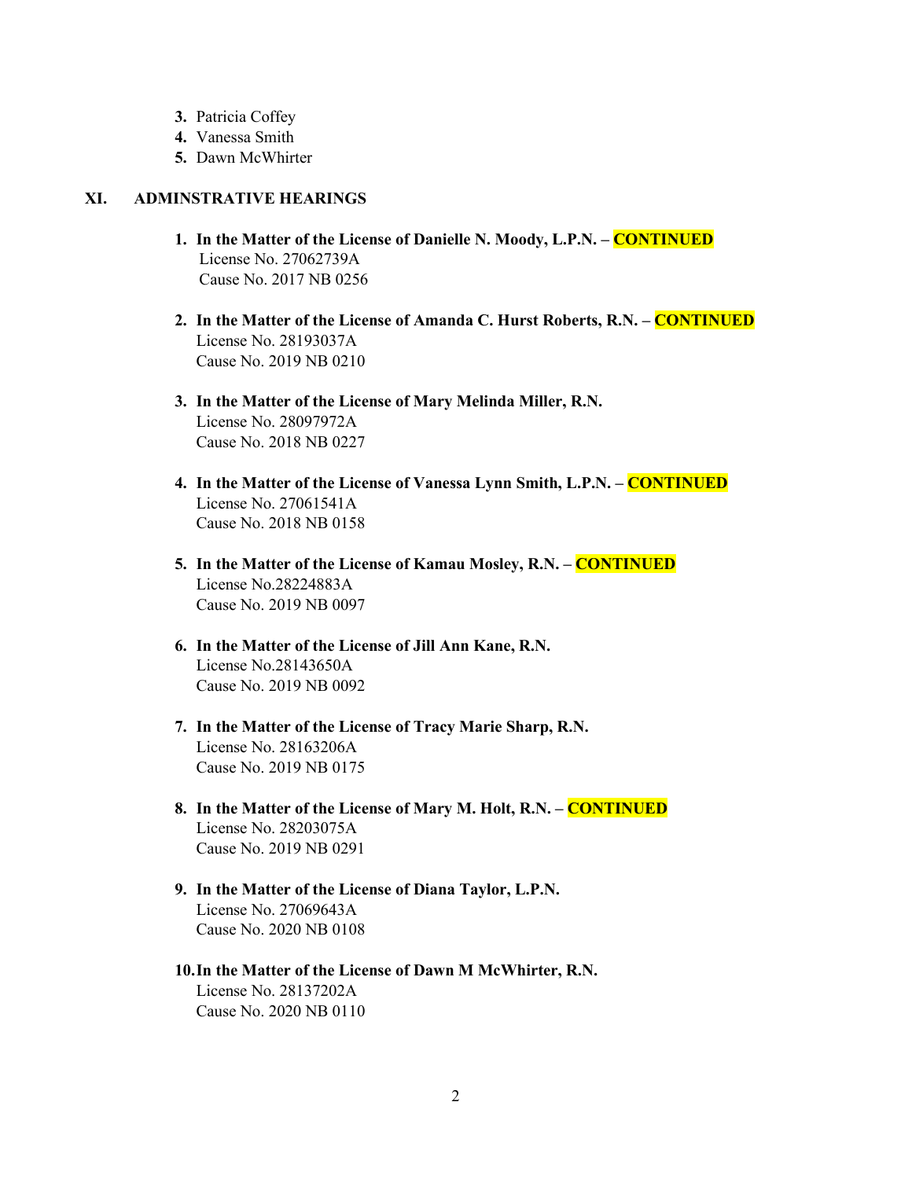3. Patricia Coffey
4. Vanessa Smith
5. Dawn McWhirter

## XI. ADMINSTRATIVE HEARINGS

1. **In the Matter of the License of Danielle N. Moody, L.P.N. – CONTINUED**
   License No. 27062739A
   Cause No. 2017 NB 0256

2. **In the Matter of the License of Amanda C. Hurst Roberts, R.N. – CONTINUED**
   License No. 28193037A
   Cause No. 2019 NB 0210

3. **In the Matter of the License of Mary Melinda Miller, R.N.**
   License No. 28097972A
   Cause No. 2018 NB 0227

4. **In the Matter of the License of Vanessa Lynn Smith, L.P.N. – CONTINUED**
   License No. 27061541A
   Cause No. 2018 NB 0158

5. **In the Matter of the License of Kamau Mosley, R.N. – CONTINUED**
   License No.28224883A
   Cause No. 2019 NB 0097

6. **In the Matter of the License of Jill Ann Kane, R.N.**
   License No.28143650A
   Cause No. 2019 NB 0092

7. **In the Matter of the License of Tracy Marie Sharp, R.N.**
   License No. 28163206A
   Cause No. 2019 NB 0175

8. **In the Matter of the License of Mary M. Holt, R.N. – CONTINUED**
   License No. 28203075A
   Cause No. 2019 NB 0291

9. **In the Matter of the License of Diana Taylor, L.P.N.**
   License No. 27069643A
   Cause No. 2020 NB 0108

10. **In the Matter of the License of Dawn M McWhirter, R.N.**
    License No. 28137202A
    Cause No. 2020 NB 0110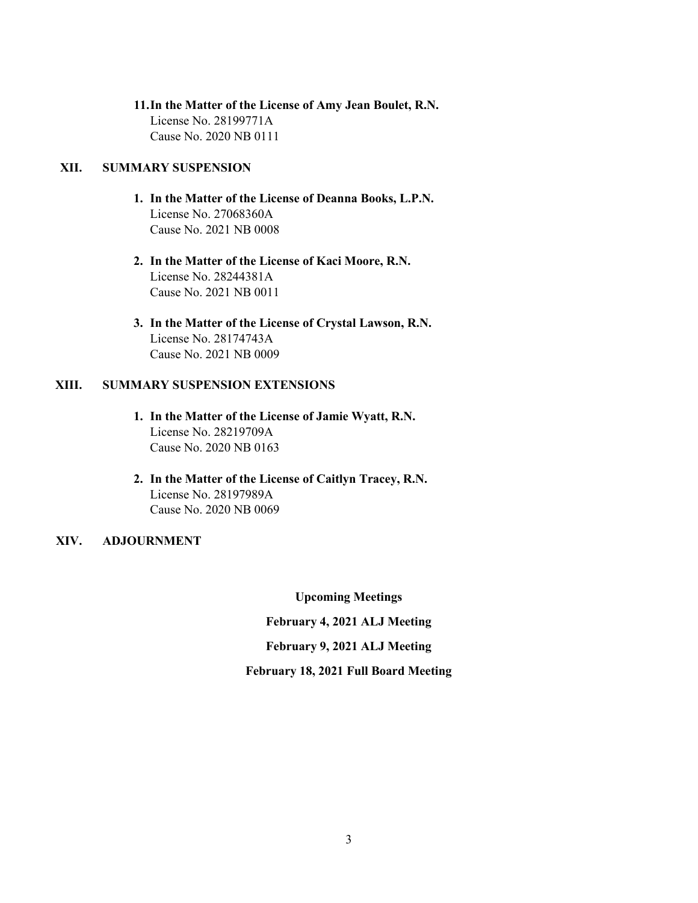11. **In the Matter of the License of Amy Jean Boulet, R.N.**
    License No. 28199771A
    Cause No. 2020 NB 0111

## XII. SUMMARY SUSPENSION

1. **In the Matter of the License of Deanna Books, L.P.N.**
   License No. 27068360A
   Cause No. 2021 NB 0008

2. **In the Matter of the License of Kaci Moore, R.N.**
   License No. 28244381A
   Cause No. 2021 NB 0011

3. **In the Matter of the License of Crystal Lawson, R.N.**
   License No. 28174743A
   Cause No. 2021 NB 0009

## XIII. SUMMARY SUSPENSION EXTENSIONS

1. **In the Matter of the License of Jamie Wyatt, R.N.**
   License No. 28219709A
   Cause No. 2020 NB 0163

2. **In the Matter of the License of Caitlyn Tracey, R.N.**
   License No. 28197989A
   Cause No. 2020 NB 0069

## XIV. ADJOURNMENT

**Upcoming Meetings**

**February 4, 2021 ALJ Meeting**

**February 9, 2021 ALJ Meeting**

**February 18, 2021 Full Board Meeting**